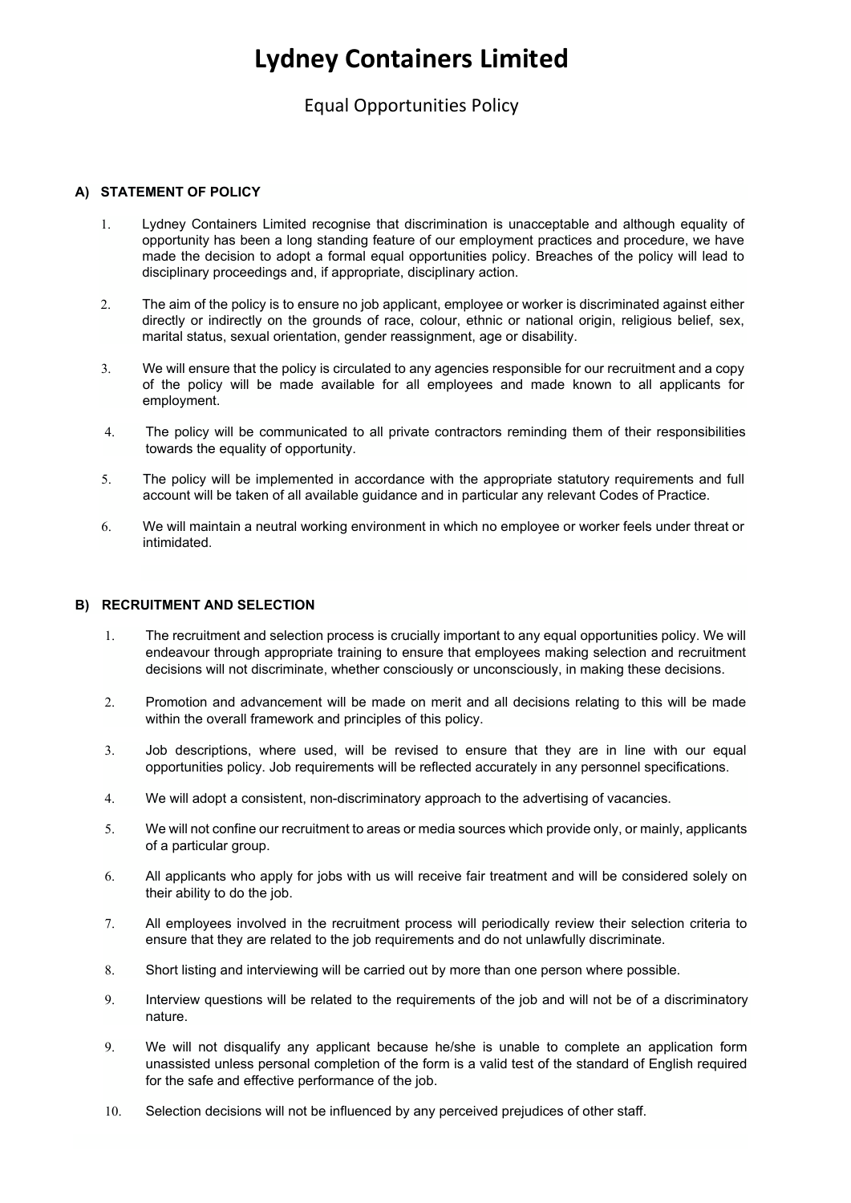# Lydney Containers Limited

## Equal Opportunities Policy

### A) STATEMENT OF POLICY

1. Lydney Containers Limited recognise that discrimination is unacceptable and although equality of opportunity has been a long standing feature of our employment practices and procedure, we have made the decision to adopt a formal equal opportunities policy. Breaches of the policy will lead to disciplinary proceedings and, if appropriate, disciplinary action.

2. The aim of the policy is to ensure no job applicant, employee or worker is discriminated against either directly or indirectly on the grounds of race, colour, ethnic or national origin, religious belief, sex, marital status, sexual orientation, gender reassignment, age or disability.

3. We will ensure that the policy is circulated to any agencies responsible for our recruitment and a copy of the policy will be made available for all employees and made known to all applicants for employment.

4. The policy will be communicated to all private contractors reminding them of their responsibilities towards the equality of opportunity.

5. The policy will be implemented in accordance with the appropriate statutory requirements and full account will be taken of all available guidance and in particular any relevant Codes of Practice.

6. We will maintain a neutral working environment in which no employee or worker feels under threat or intimidated.

### B) RECRUITMENT AND SELECTION

1. The recruitment and selection process is crucially important to any equal opportunities policy. We will endeavour through appropriate training to ensure that employees making selection and recruitment decisions will not discriminate, whether consciously or unconsciously, in making these decisions.

2. Promotion and advancement will be made on merit and all decisions relating to this will be made within the overall framework and principles of this policy.

3. Job descriptions, where used, will be revised to ensure that they are in line with our equal opportunities policy. Job requirements will be reflected accurately in any personnel specifications.

4. We will adopt a consistent, non-discriminatory approach to the advertising of vacancies.

5. We will not confine our recruitment to areas or media sources which provide only, or mainly, applicants of a particular group.

6. All applicants who apply for jobs with us will receive fair treatment and will be considered solely on their ability to do the job.

7. All employees involved in the recruitment process will periodically review their selection criteria to ensure that they are related to the job requirements and do not unlawfully discriminate.

8. Short listing and interviewing will be carried out by more than one person where possible.

9. Interview questions will be related to the requirements of the job and will not be of a discriminatory nature.

9. We will not disqualify any applicant because he/she is unable to complete an application form unassisted unless personal completion of the form is a valid test of the standard of English required for the safe and effective performance of the job.

10. Selection decisions will not be influenced by any perceived prejudices of other staff.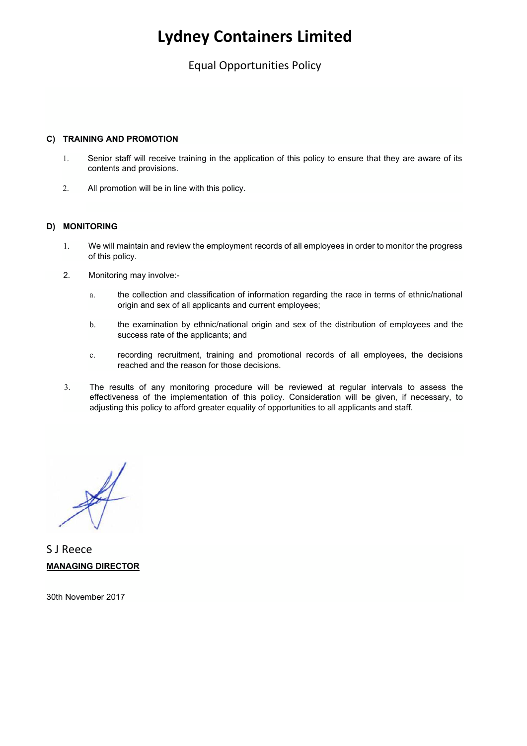# Lydney Containers Limited

Equal Opportunities Policy

**C) TRAINING AND PROMOTION**

1. Senior staff will receive training in the application of this policy to ensure that they are aware of its contents and provisions.

2. All promotion will be in line with this policy.

**D) MONITORING**

1. We will maintain and review the employment records of all employees in order to monitor the progress of this policy.

2. Monitoring may involve:-

   a. the collection and classification of information regarding the race in terms of ethnic/national origin and sex of all applicants and current employees;

   b. the examination by ethnic/national origin and sex of the distribution of employees and the success rate of the applicants; and

   c. recording recruitment, training and promotional records of all employees, the decisions reached and the reason for those decisions.

3. The results of any monitoring procedure will be reviewed at regular intervals to assess the effectiveness of the implementation of this policy. Consideration will be given, if necessary, to adjusting this policy to afford greater equality of opportunities to all applicants and staff.

S J Reece

**MANAGING DIRECTOR**

30th November 2017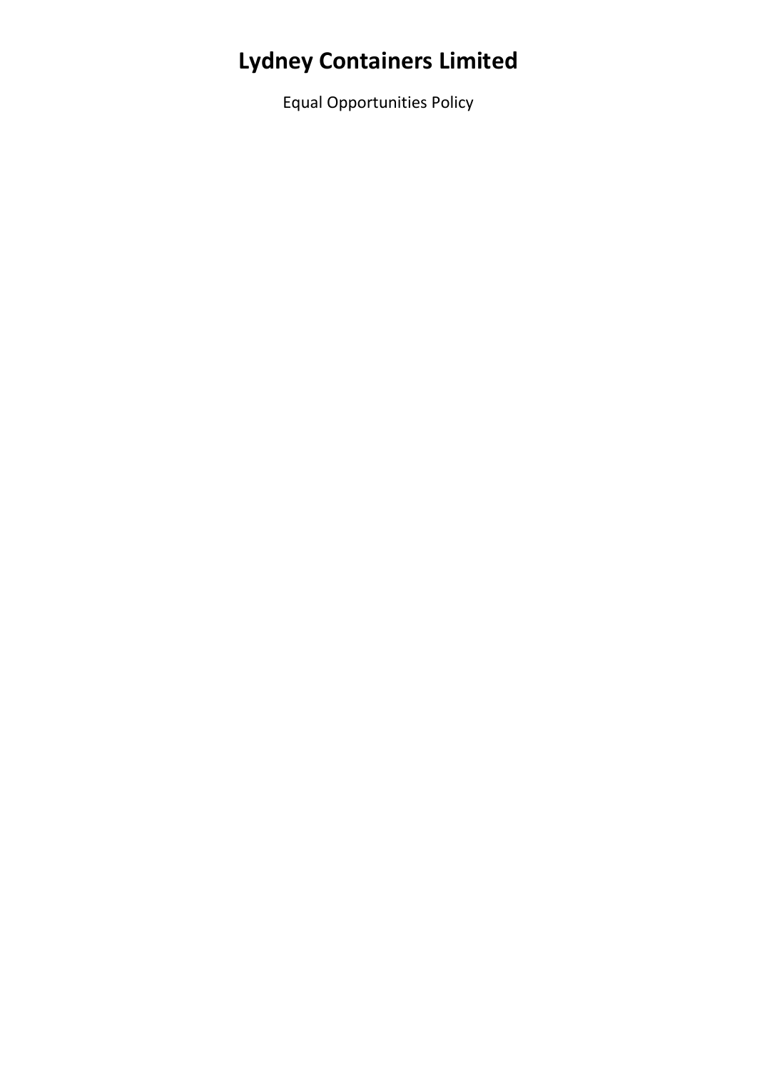# Lydney Containers Limited

Equal Opportunities Policy